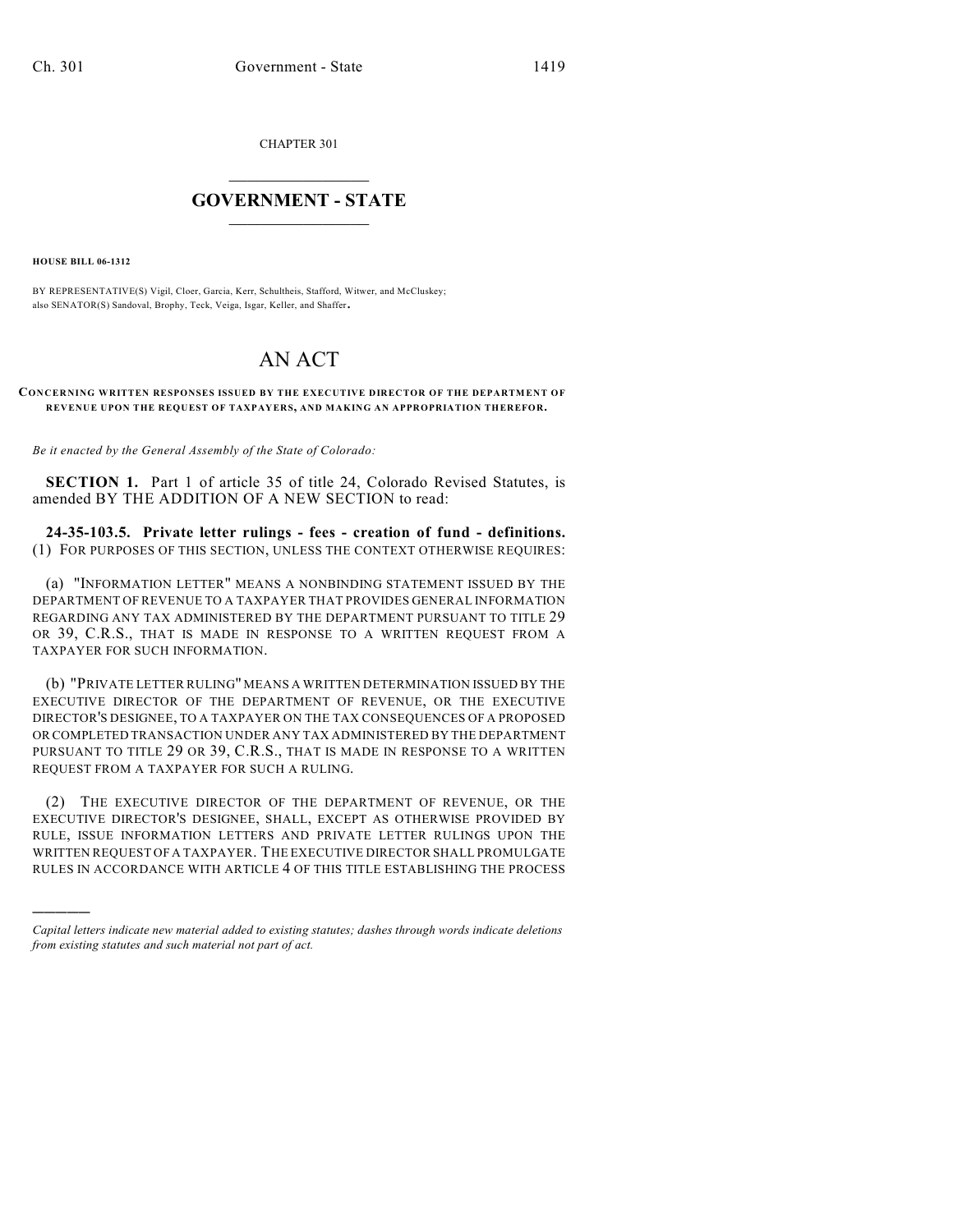CHAPTER 301

# GOVERNMENT - STATE

**HOUSE BILL 06-1312**

BY REPRESENTATIVE(S) Vigil, Cloer, Garcia, Kerr, Schultheis, Stafford, Witwer, and McCluskey;
also SENATOR(S) Sandoval, Brophy, Teck, Veiga, Isgar, Keller, and Shaffer.

# AN ACT

**CONCERNING WRITTEN RESPONSES ISSUED BY THE EXECUTIVE DIRECTOR OF THE DEPARTMENT OF REVENUE UPON THE REQUEST OF TAXPAYERS, AND MAKING AN APPROPRIATION THEREFOR.**

*Be it enacted by the General Assembly of the State of Colorado:*

**SECTION 1.** Part 1 of article 35 of title 24, Colorado Revised Statutes, is amended BY THE ADDITION OF A NEW SECTION to read:

**24-35-103.5. Private letter rulings - fees - creation of fund - definitions.** (1) FOR PURPOSES OF THIS SECTION, UNLESS THE CONTEXT OTHERWISE REQUIRES:

(a) "INFORMATION LETTER" MEANS A NONBINDING STATEMENT ISSUED BY THE DEPARTMENT OF REVENUE TO A TAXPAYER THAT PROVIDES GENERAL INFORMATION REGARDING ANY TAX ADMINISTERED BY THE DEPARTMENT PURSUANT TO TITLE 29 OR 39, C.R.S., THAT IS MADE IN RESPONSE TO A WRITTEN REQUEST FROM A TAXPAYER FOR SUCH INFORMATION.

(b) "PRIVATE LETTER RULING" MEANS A WRITTEN DETERMINATION ISSUED BY THE EXECUTIVE DIRECTOR OF THE DEPARTMENT OF REVENUE, OR THE EXECUTIVE DIRECTOR'S DESIGNEE, TO A TAXPAYER ON THE TAX CONSEQUENCES OF A PROPOSED OR COMPLETED TRANSACTION UNDER ANY TAX ADMINISTERED BY THE DEPARTMENT PURSUANT TO TITLE 29 OR 39, C.R.S., THAT IS MADE IN RESPONSE TO A WRITTEN REQUEST FROM A TAXPAYER FOR SUCH A RULING.

(2) THE EXECUTIVE DIRECTOR OF THE DEPARTMENT OF REVENUE, OR THE EXECUTIVE DIRECTOR'S DESIGNEE, SHALL, EXCEPT AS OTHERWISE PROVIDED BY RULE, ISSUE INFORMATION LETTERS AND PRIVATE LETTER RULINGS UPON THE WRITTEN REQUEST OF A TAXPAYER. THE EXECUTIVE DIRECTOR SHALL PROMULGATE RULES IN ACCORDANCE WITH ARTICLE 4 OF THIS TITLE ESTABLISHING THE PROCESS

---

*Capital letters indicate new material added to existing statutes; dashes through words indicate deletions from existing statutes and such material not part of act.*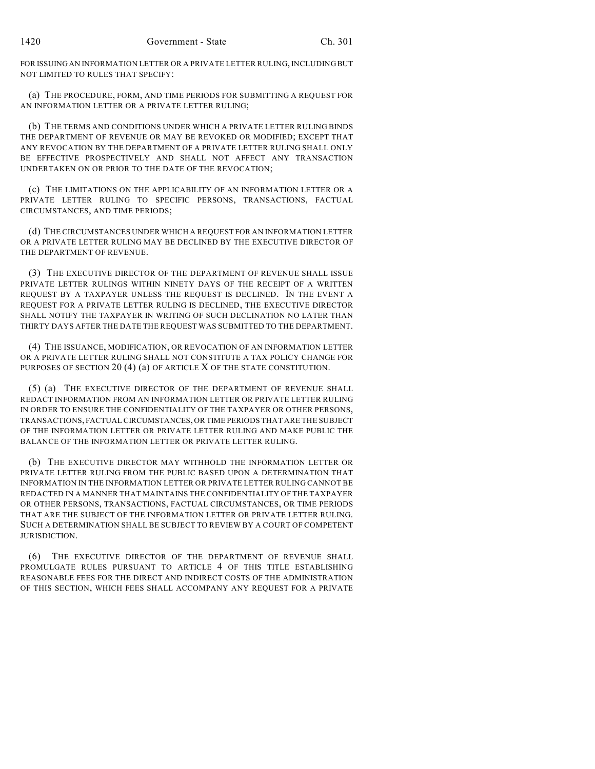FOR ISSUING AN INFORMATION LETTER OR A PRIVATE LETTER RULING, INCLUDING BUT NOT LIMITED TO RULES THAT SPECIFY:

(a) THE PROCEDURE, FORM, AND TIME PERIODS FOR SUBMITTING A REQUEST FOR AN INFORMATION LETTER OR A PRIVATE LETTER RULING;

(b) THE TERMS AND CONDITIONS UNDER WHICH A PRIVATE LETTER RULING BINDS THE DEPARTMENT OF REVENUE OR MAY BE REVOKED OR MODIFIED; EXCEPT THAT ANY REVOCATION BY THE DEPARTMENT OF A PRIVATE LETTER RULING SHALL ONLY BE EFFECTIVE PROSPECTIVELY AND SHALL NOT AFFECT ANY TRANSACTION UNDERTAKEN ON OR PRIOR TO THE DATE OF THE REVOCATION;

(c) THE LIMITATIONS ON THE APPLICABILITY OF AN INFORMATION LETTER OR A PRIVATE LETTER RULING TO SPECIFIC PERSONS, TRANSACTIONS, FACTUAL CIRCUMSTANCES, AND TIME PERIODS;

(d) THE CIRCUMSTANCES UNDER WHICH A REQUEST FOR AN INFORMATION LETTER OR A PRIVATE LETTER RULING MAY BE DECLINED BY THE EXECUTIVE DIRECTOR OF THE DEPARTMENT OF REVENUE.

(3) THE EXECUTIVE DIRECTOR OF THE DEPARTMENT OF REVENUE SHALL ISSUE PRIVATE LETTER RULINGS WITHIN NINETY DAYS OF THE RECEIPT OF A WRITTEN REQUEST BY A TAXPAYER UNLESS THE REQUEST IS DECLINED. IN THE EVENT A REQUEST FOR A PRIVATE LETTER RULING IS DECLINED, THE EXECUTIVE DIRECTOR SHALL NOTIFY THE TAXPAYER IN WRITING OF SUCH DECLINATION NO LATER THAN THIRTY DAYS AFTER THE DATE THE REQUEST WAS SUBMITTED TO THE DEPARTMENT.

(4) THE ISSUANCE, MODIFICATION, OR REVOCATION OF AN INFORMATION LETTER OR A PRIVATE LETTER RULING SHALL NOT CONSTITUTE A TAX POLICY CHANGE FOR PURPOSES OF SECTION 20 (4) (a) OF ARTICLE X OF THE STATE CONSTITUTION.

(5) (a) THE EXECUTIVE DIRECTOR OF THE DEPARTMENT OF REVENUE SHALL REDACT INFORMATION FROM AN INFORMATION LETTER OR PRIVATE LETTER RULING IN ORDER TO ENSURE THE CONFIDENTIALITY OF THE TAXPAYER OR OTHER PERSONS, TRANSACTIONS, FACTUAL CIRCUMSTANCES, OR TIME PERIODS THAT ARE THE SUBJECT OF THE INFORMATION LETTER OR PRIVATE LETTER RULING AND MAKE PUBLIC THE BALANCE OF THE INFORMATION LETTER OR PRIVATE LETTER RULING.

(b) THE EXECUTIVE DIRECTOR MAY WITHHOLD THE INFORMATION LETTER OR PRIVATE LETTER RULING FROM THE PUBLIC BASED UPON A DETERMINATION THAT INFORMATION IN THE INFORMATION LETTER OR PRIVATE LETTER RULING CANNOT BE REDACTED IN A MANNER THAT MAINTAINS THE CONFIDENTIALITY OF THE TAXPAYER OR OTHER PERSONS, TRANSACTIONS, FACTUAL CIRCUMSTANCES, OR TIME PERIODS THAT ARE THE SUBJECT OF THE INFORMATION LETTER OR PRIVATE LETTER RULING. SUCH A DETERMINATION SHALL BE SUBJECT TO REVIEW BY A COURT OF COMPETENT JURISDICTION.

(6) THE EXECUTIVE DIRECTOR OF THE DEPARTMENT OF REVENUE SHALL PROMULGATE RULES PURSUANT TO ARTICLE 4 OF THIS TITLE ESTABLISHING REASONABLE FEES FOR THE DIRECT AND INDIRECT COSTS OF THE ADMINISTRATION OF THIS SECTION, WHICH FEES SHALL ACCOMPANY ANY REQUEST FOR A PRIVATE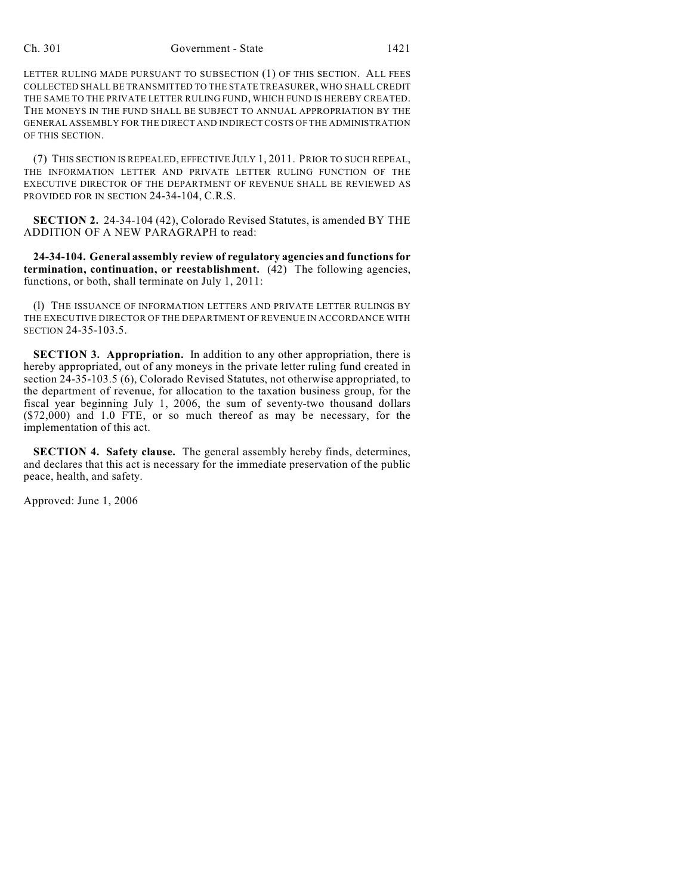LETTER RULING MADE PURSUANT TO SUBSECTION (1) OF THIS SECTION. ALL FEES COLLECTED SHALL BE TRANSMITTED TO THE STATE TREASURER, WHO SHALL CREDIT THE SAME TO THE PRIVATE LETTER RULING FUND, WHICH FUND IS HEREBY CREATED. THE MONEYS IN THE FUND SHALL BE SUBJECT TO ANNUAL APPROPRIATION BY THE GENERAL ASSEMBLY FOR THE DIRECT AND INDIRECT COSTS OF THE ADMINISTRATION OF THIS SECTION.

(7) THIS SECTION IS REPEALED, EFFECTIVE JULY 1, 2011. PRIOR TO SUCH REPEAL, THE INFORMATION LETTER AND PRIVATE LETTER RULING FUNCTION OF THE EXECUTIVE DIRECTOR OF THE DEPARTMENT OF REVENUE SHALL BE REVIEWED AS PROVIDED FOR IN SECTION 24-34-104, C.R.S.

**SECTION 2.** 24-34-104 (42), Colorado Revised Statutes, is amended BY THE ADDITION OF A NEW PARAGRAPH to read:

**24-34-104. General assembly review of regulatory agencies and functions for termination, continuation, or reestablishment.** (42) The following agencies, functions, or both, shall terminate on July 1, 2011:

(l) THE ISSUANCE OF INFORMATION LETTERS AND PRIVATE LETTER RULINGS BY THE EXECUTIVE DIRECTOR OF THE DEPARTMENT OF REVENUE IN ACCORDANCE WITH SECTION 24-35-103.5.

**SECTION 3. Appropriation.** In addition to any other appropriation, there is hereby appropriated, out of any moneys in the private letter ruling fund created in section 24-35-103.5 (6), Colorado Revised Statutes, not otherwise appropriated, to the department of revenue, for allocation to the taxation business group, for the fiscal year beginning July 1, 2006, the sum of seventy-two thousand dollars ($72,000) and 1.0 FTE, or so much thereof as may be necessary, for the implementation of this act.

**SECTION 4. Safety clause.** The general assembly hereby finds, determines, and declares that this act is necessary for the immediate preservation of the public peace, health, and safety.

Approved: June 1, 2006